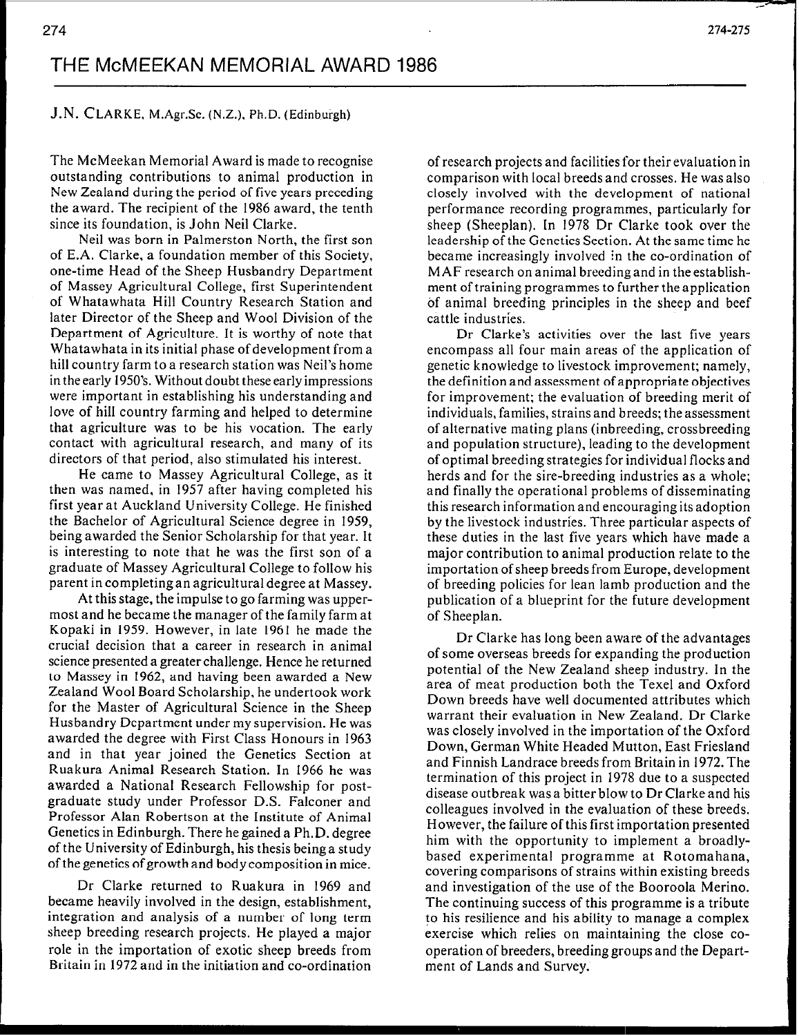# THE McMEEKAN MEMORIAL AWARD 1986

J.N. CLARKE, M.Agr.Sc. (N.Z.), Ph.D. (Edinburgh)

The McMeekan Memorial Award is made to recognise outstanding contributions to animal production in New Zealand during the period of five years preceding the award. The recipient of the 1986 award, the tenth since its foundation, is John Neil Clarke.

Neil was born in Palmerston North, the first son of E.A. Clarke, a foundation member of this Society, one-time Head of the Sheep Husbandry Department of Massey Agricultural College, first Superintendent of Whatawhata Hill Country Research Station and later Director of the Sheep and Wool Division of the Department of Agriculture. It is worthy of note that Whatawhata in its initial phase of development from a hill country farm to a research station was Neil's home in the early 1950's. Without doubt these early impressions were important in establishing his understanding and love of hill country farming and helped to determine that agriculture was to be his vocation. The early contact with agricultural research, and many of its directors of that period, also stimulated his interest.

He came to Massey Agricultural College, as it then was named, in 1957 after having completed his first year at Auckland University College. He finished the Bachelor of Agricultural Science degree in 1959, being awarded the Senior Scholarship for that year. It is interesting to note that he was the first son of a graduate of Massey Agricultural College to follow his parent in completing an agricultural degree at Massey.

At this stage, the impulse to go farming was uppermost and he became the manager of the family farm at Kopaki in 1959. However, in late 1961 he made the crucial decision that a career in research in animal science presented a greater challenge. Hence he returned to Massey in 1962, and having been awarded a New Zealand Wool Board Scholarship, he undertook work for the Master of Agricultural Science in the Sheep Husbandry Department under my supervision. He was awarded the degree with First Class Honours in 1963 and in that year joined the Genetics Section at Ruakura Animal Research Station. In 1966 he was awarded a National Research Fellowship for post-graduate study under Professor D.S. Falconer and Professor Alan Robertson at the Institute of Animal Genetics in Edinburgh. There he gained a Ph.D. degree of the University of Edinburgh, his thesis being a study of the genetics of growth and body composition in mice.

Dr Clarke returned to Ruakura in 1969 and became heavily involved in the design, establishment, integration and analysis of a number of long term sheep breeding research projects. He played a major role in the importation of exotic sheep breeds from Britain in 1972 and in the initiation and co-ordination of research projects and facilities for their evaluation in comparison with local breeds and crosses. He was also closely involved with the development of national performance recording programmes, particularly for sheep (Sheeplan). In 1978 Dr Clarke took over the leadership of the Genetics Section. At the same time he became increasingly involved in the co-ordination of MAF research on animal breeding and in the establishment of training programmes to further the application of animal breeding principles in the sheep and beef cattle industries.

Dr Clarke's activities over the last five years encompass all four main areas of the application of genetic knowledge to livestock improvement; namely, the definition and assessment of appropriate objectives for improvement; the evaluation of breeding merit of individuals, families, strains and breeds; the assessment of alternative mating plans (inbreeding, crossbreeding and population structure), leading to the development of optimal breeding strategies for individual flocks and herds and for the sire-breeding industries as a whole; and finally the operational problems of disseminating this research information and encouraging its adoption by the livestock industries. Three particular aspects of these duties in the last five years which have made a major contribution to animal production relate to the importation of sheep breeds from Europe, development of breeding policies for lean lamb production and the publication of a blueprint for the future development of Sheeplan.

Dr Clarke has long been aware of the advantages of some overseas breeds for expanding the production potential of the New Zealand sheep industry. In the area of meat production both the Texel and Oxford Down breeds have well documented attributes which warrant their evaluation in New Zealand. Dr Clarke was closely involved in the importation of the Oxford Down, German White Headed Mutton, East Friesland and Finnish Landrace breeds from Britain in 1972. The termination of this project in 1978 due to a suspected disease outbreak was a bitter blow to Dr Clarke and his colleagues involved in the evaluation of these breeds. However, the failure of this first importation presented him with the opportunity to implement a broadly-based experimental programme at Rotomahana, covering comparisons of strains within existing breeds and investigation of the use of the Booroola Merino. The continuing success of this programme is a tribute to his resilience and his ability to manage a complex exercise which relies on maintaining the close co-operation of breeders, breeding groups and the Department of Lands and Survey.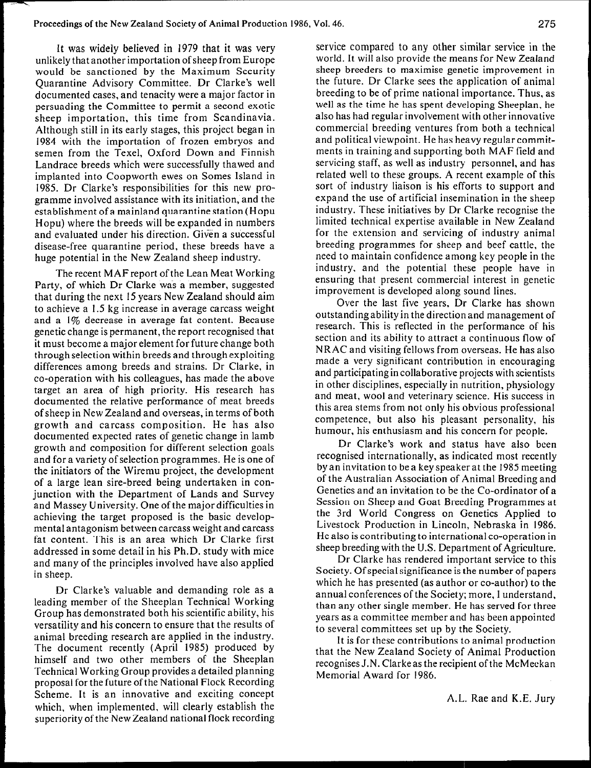It was widely believed in 1979 that it was very unlikely that another importation of sheep from Europe would be sanctioned by the Maximum Security Quarantine Advisory Committee. Dr Clarke's well documented cases, and tenacity were a major factor in persuading the Committee to permit a second exotic sheep importation, this time from Scandinavia. Although still in its early stages, this project began in 1984 with the importation of frozen embryos and semen from the Texel, Oxford Down and Finnish Landrace breeds which were successfully thawed and implanted into Coopworth ewes on Somes Island in 1985. Dr Clarke's responsibilities for this new programme involved assistance with its initiation, and the establishment of a mainland quarantine station (Hopu Hopu) where the breeds will be expanded in numbers and evaluated under his direction. Given a successful disease-free quarantine period, these breeds have a huge potential in the New Zealand sheep industry.

The recent MAF report of the Lean Meat Working Party, of which Dr Clarke was a member, suggested that during the next 15 years New Zealand should aim to achieve a 1.5 kg increase in average carcass weight and a 1% decrease in average fat content. Because genetic change is permanent, the report recognised that it must become a major element for future change both through selection within breeds and through exploiting differences among breeds and strains. Dr Clarke, in co-operation with his colleagues, has made the above target an area of high priority. His research has documented the relative performance of meat breeds of sheep in New Zealand and overseas, in terms of both growth and carcass composition. He has also documented expected rates of genetic change in lamb growth and composition for different selection goals and for a variety of selection programmes. He is one of the initiators of the Wiremu project, the development of a large lean sire-breed being undertaken in conjunction with the Department of Lands and Survey and Massey University. One of the major difficulties in achieving the target proposed is the basic developmental antagonism between carcass weight and carcass fat content. This is an area which Dr Clarke first addressed in some detail in his Ph.D. study with mice and many of the principles involved have also applied in sheep.

Dr Clarke's valuable and demanding role as a leading member of the Sheeplan Technical Working Group has demonstrated both his scientific ability, his versatility and his concern to ensure that the results of animal breeding research are applied in the industry. The document recently (April 1985) produced by himself and two other members of the Sheeplan Technical Working Group provides a detailed planning proposal for the future of the National Flock Recording Scheme. It is an innovative and exciting concept which, when implemented, will clearly establish the superiority of the New Zealand national flock recording service compared to any other similar service in the world. It will also provide the means for New Zealand sheep breeders to maximise genetic improvement in the future. Dr Clarke sees the application of animal breeding to be of prime national importance. Thus, as well as the time he has spent developing Sheeplan, he also has had regular involvement with other innovative commercial breeding ventures from both a technical and political viewpoint. He has heavy regular commitments in training and supporting both MAF field and servicing staff, as well as industry personnel, and has related well to these groups. A recent example of this sort of industry liaison is his efforts to support and expand the use of artificial insemination in the sheep industry. These initiatives by Dr Clarke recognise the limited technical expertise available in New Zealand for the extension and servicing of industry animal breeding programmes for sheep and beef cattle, the need to maintain confidence among key people in the industry, and the potential these people have in ensuring that present commercial interest in genetic improvement is developed along sound lines.

Over the last five years, Dr Clarke has shown outstanding ability in the direction and management of research. This is reflected in the performance of his section and its ability to attract a continuous flow of NRAC and visiting fellows from overseas. He has also made a very significant contribution in encouraging and participating in collaborative projects with scientists in other disciplines, especially in nutrition, physiology and meat, wool and veterinary science. His success in this area stems from not only his obvious professional competence, but also his pleasant personality, his humour, his enthusiasm and his concern for people.

Dr Clarke's work and status have also been recognised internationally, as indicated most recently by an invitation to be a key speaker at the 1985 meeting of the Australian Association of Animal Breeding and Genetics and an invitation to be the Co-ordinator of a Session on Sheep and Goat Breeding Programmes at the 3rd World Congress on Genetics Applied to Livestock Production in Lincoln, Nebraska in 1986. He also is contributing to international co-operation in sheep breeding with the U.S. Department of Agriculture.

Dr Clarke has rendered important service to this Society. Of special significance is the number of papers which he has presented (as author or co-author) to the annual conferences of the Society; more, I understand, than any other single member. He has served for three years as a committee member and has been appointed to several committees set up by the Society.

It is for these contributions to animal production that the New Zealand Society of Animal Production recognises J.N. Clarke as the recipient of the McMeekan Memorial Award for 1986.

A.L. Rae and K.E. Jury